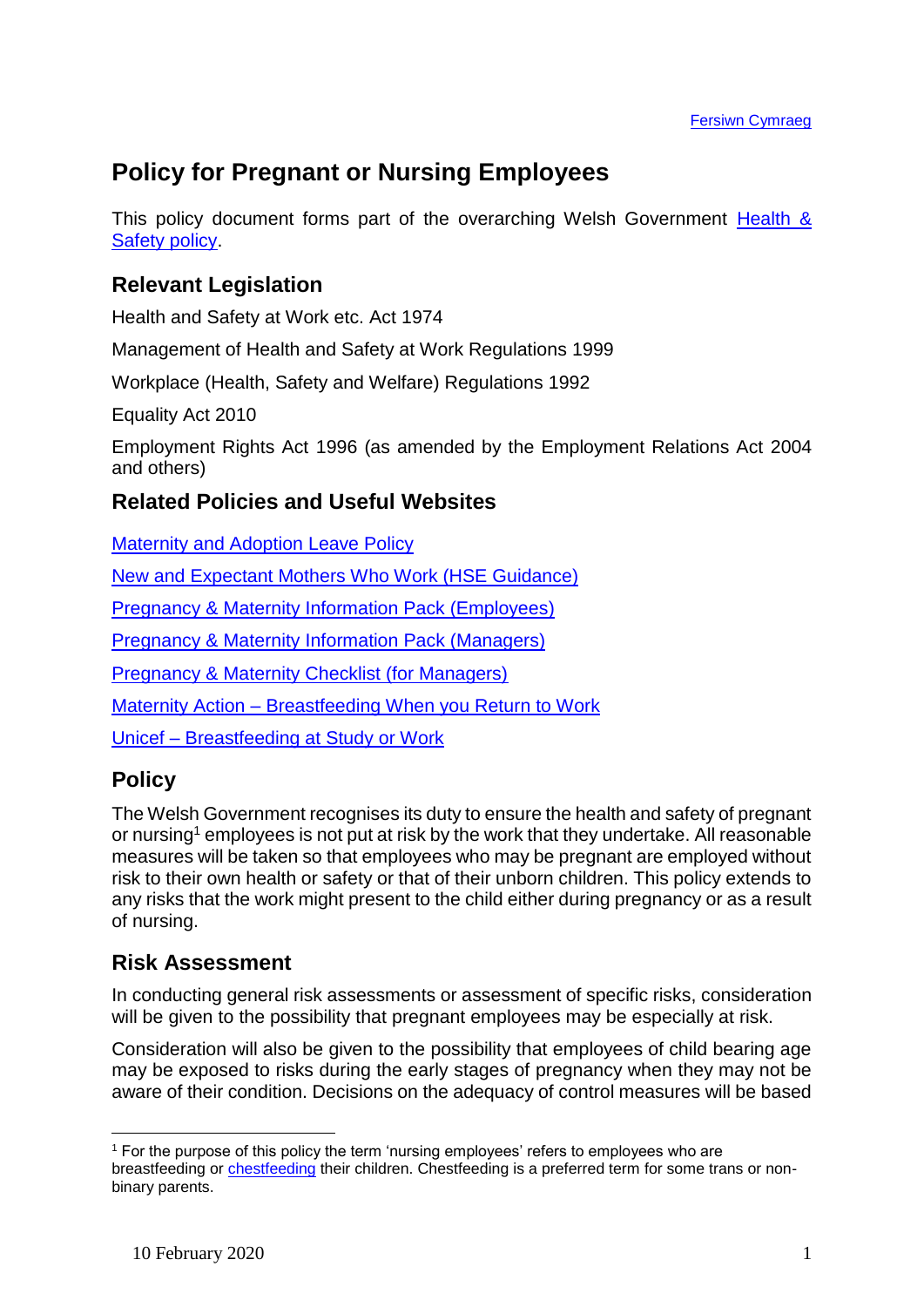Fersiwn Cymraeg

# Policy for Pregnant or Nursing Employees

This policy document forms part of the overarching Welsh Government Health & Safety policy.

## Relevant Legislation

Health and Safety at Work etc. Act 1974

Management of Health and Safety at Work Regulations 1999

Workplace (Health, Safety and Welfare) Regulations 1992

Equality Act 2010

Employment Rights Act 1996 (as amended by the Employment Relations Act 2004 and others)

## Related Policies and Useful Websites

Maternity and Adoption Leave Policy

New and Expectant Mothers Who Work (HSE Guidance)

Pregnancy & Maternity Information Pack (Employees)

Pregnancy & Maternity Information Pack (Managers)

Pregnancy & Maternity Checklist (for Managers)

Maternity Action – Breastfeeding When you Return to Work

Unicef – Breastfeeding at Study or Work

## Policy

The Welsh Government recognises its duty to ensure the health and safety of pregnant or nursing[1] employees is not put at risk by the work that they undertake. All reasonable measures will be taken so that employees who may be pregnant are employed without risk to their own health or safety or that of their unborn children. This policy extends to any risks that the work might present to the child either during pregnancy or as a result of nursing.

## Risk Assessment

In conducting general risk assessments or assessment of specific risks, consideration will be given to the possibility that pregnant employees may be especially at risk.

Consideration will also be given to the possibility that employees of child bearing age may be exposed to risks during the early stages of pregnancy when they may not be aware of their condition. Decisions on the adequacy of control measures will be based

---

[1] For the purpose of this policy the term 'nursing employees' refers to employees who are breastfeeding or chestfeeding their children. Chestfeeding is a preferred term for some trans or non-binary parents.

10 February 2020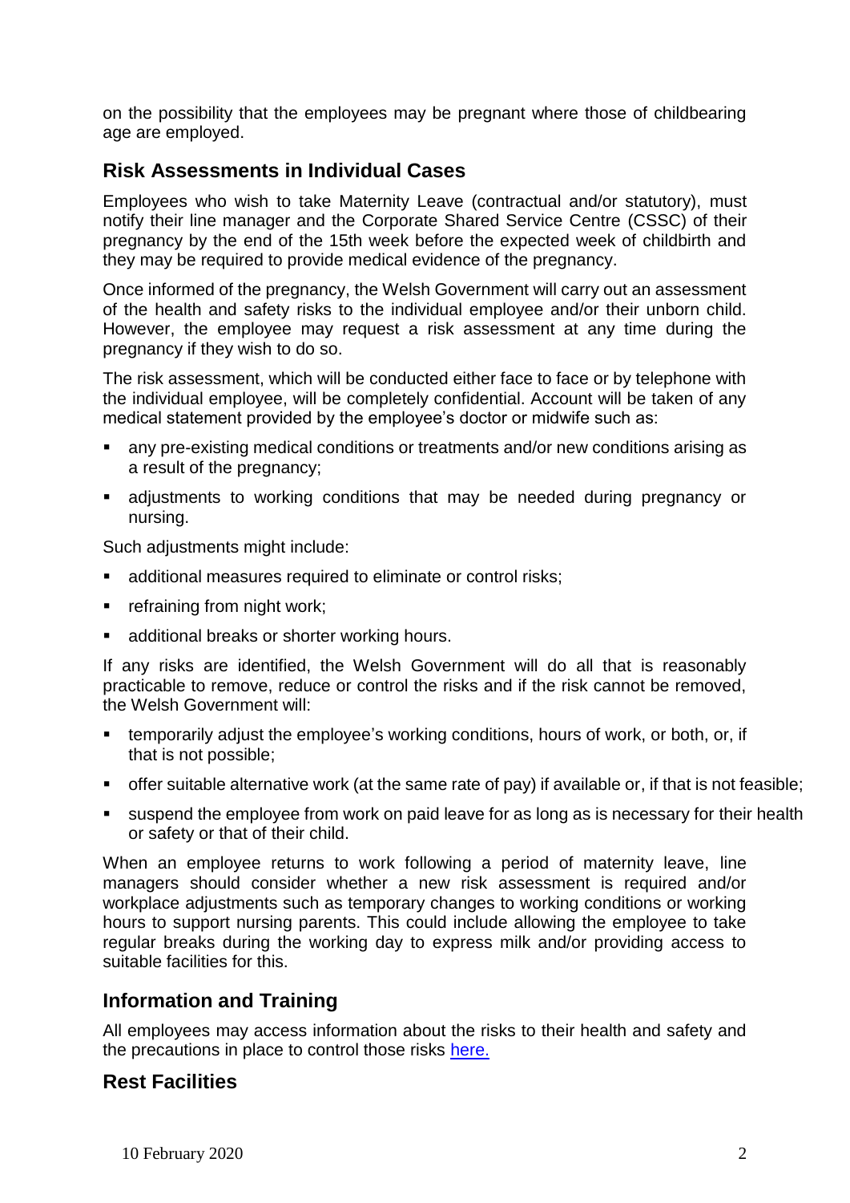on the possibility that the employees may be pregnant where those of childbearing age are employed.

## Risk Assessments in Individual Cases

Employees who wish to take Maternity Leave (contractual and/or statutory), must notify their line manager and the Corporate Shared Service Centre (CSSC) of their pregnancy by the end of the 15th week before the expected week of childbirth and they may be required to provide medical evidence of the pregnancy.

Once informed of the pregnancy, the Welsh Government will carry out an assessment of the health and safety risks to the individual employee and/or their unborn child. However, the employee may request a risk assessment at any time during the pregnancy if they wish to do so.

The risk assessment, which will be conducted either face to face or by telephone with the individual employee, will be completely confidential. Account will be taken of any medical statement provided by the employee's doctor or midwife such as:

- any pre-existing medical conditions or treatments and/or new conditions arising as a result of the pregnancy;
- adjustments to working conditions that may be needed during pregnancy or nursing.

Such adjustments might include:

- additional measures required to eliminate or control risks;
- refraining from night work;
- additional breaks or shorter working hours.

If any risks are identified, the Welsh Government will do all that is reasonably practicable to remove, reduce or control the risks and if the risk cannot be removed, the Welsh Government will:

- temporarily adjust the employee's working conditions, hours of work, or both, or, if that is not possible;
- offer suitable alternative work (at the same rate of pay) if available or, if that is not feasible;
- suspend the employee from work on paid leave for as long as is necessary for their health or safety or that of their child.

When an employee returns to work following a period of maternity leave, line managers should consider whether a new risk assessment is required and/or workplace adjustments such as temporary changes to working conditions or working hours to support nursing parents. This could include allowing the employee to take regular breaks during the working day to express milk and/or providing access to suitable facilities for this.

## Information and Training

All employees may access information about the risks to their health and safety and the precautions in place to control those risks here.

## Rest Facilities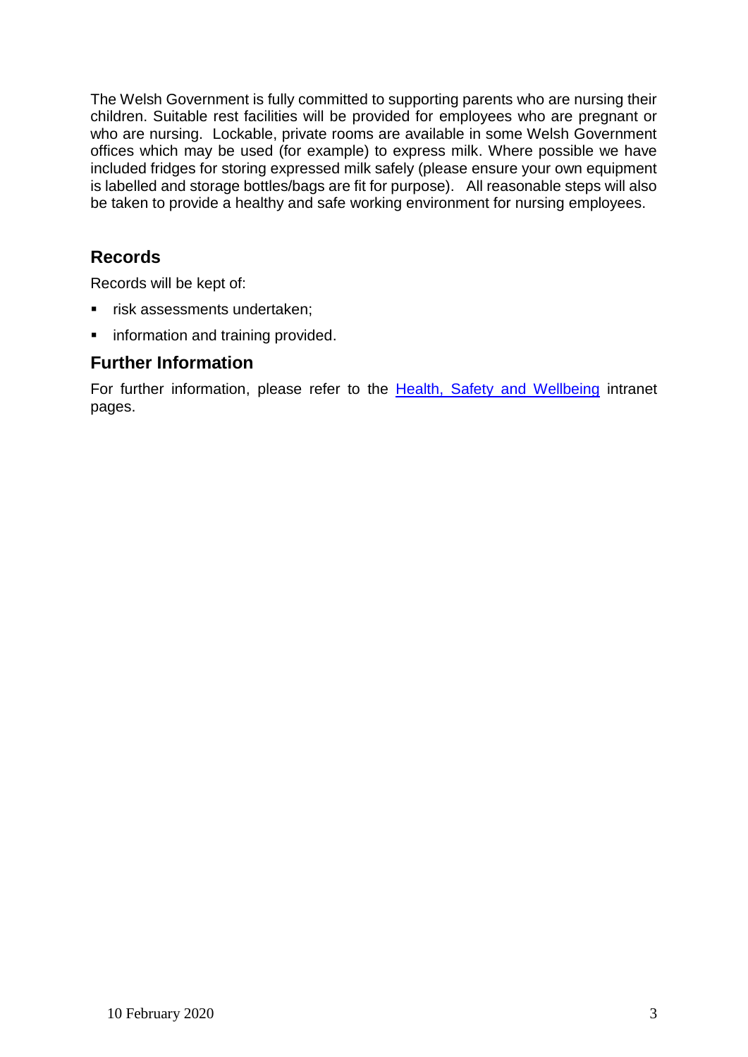The Welsh Government is fully committed to supporting parents who are nursing their children. Suitable rest facilities will be provided for employees who are pregnant or who are nursing. Lockable, private rooms are available in some Welsh Government offices which may be used (for example) to express milk. Where possible we have included fridges for storing expressed milk safely (please ensure your own equipment is labelled and storage bottles/bags are fit for purpose). All reasonable steps will also be taken to provide a healthy and safe working environment for nursing employees.

## Records

Records will be kept of:

- risk assessments undertaken;
- information and training provided.

## Further Information

For further information, please refer to the Health, Safety and Wellbeing intranet pages.